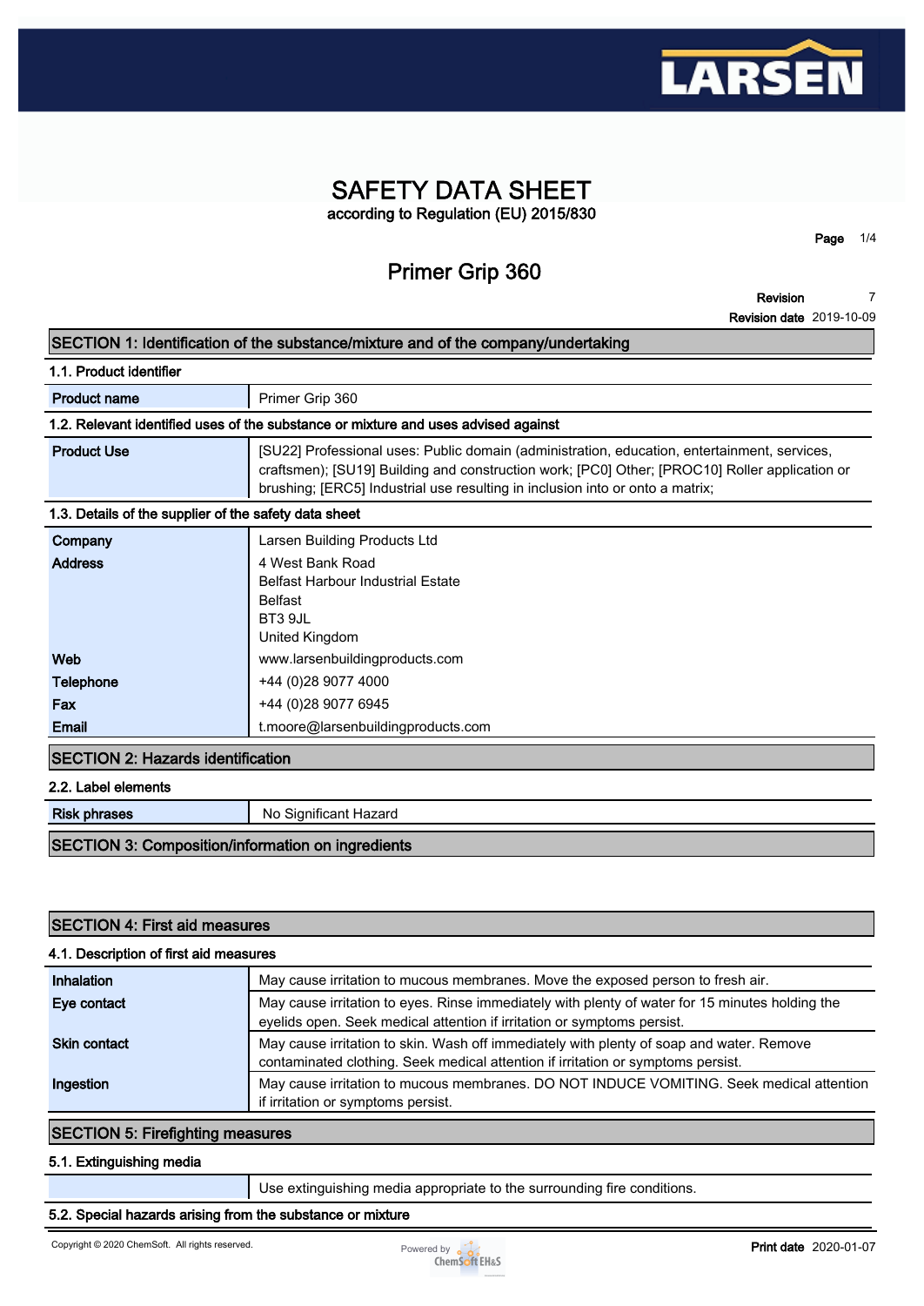# SAFETY DATA SHEET

according to Regulation (EU) 2015/830

## Primer Grip 360

**Revision** 7
**Revision date** 2019-10-09

## SECTION 1: Identification of the substance/mixture and of the company/undertaking

### 1.1. Product identifier

| | |
|---|---|
| **Product name** | Primer Grip 360 |

### 1.2. Relevant identified uses of the substance or mixture and uses advised against

| | |
|---|---|
| **Product Use** | [SU22] Professional uses: Public domain (administration, education, entertainment, services, craftsmen); [SU19] Building and construction work; [PC0] Other; [PROC10] Roller application or brushing; [ERC5] Industrial use resulting in inclusion into or onto a matrix; |

### 1.3. Details of the supplier of the safety data sheet

| | |
|---|---|
| **Company** | Larsen Building Products Ltd |
| **Address** | 4 West Bank Road<br>Belfast Harbour Industrial Estate<br>Belfast<br>BT3 9JL<br>United Kingdom |
| **Web** | www.larsenbuildingproducts.com |
| **Telephone** | +44 (0)28 9077 4000 |
| **Fax** | +44 (0)28 9077 6945 |
| **Email** | t.moore@larsenbuildingproducts.com |

## SECTION 2: Hazards identification

### 2.2. Label elements

| | |
|---|---|
| **Risk phrases** | No Significant Hazard |

## SECTION 3: Composition/information on ingredients

## SECTION 4: First aid measures

### 4.1. Description of first aid measures

| | |
|---|---|
| **Inhalation** | May cause irritation to mucous membranes. Move the exposed person to fresh air. |
| **Eye contact** | May cause irritation to eyes. Rinse immediately with plenty of water for 15 minutes holding the eyelids open. Seek medical attention if irritation or symptoms persist. |
| **Skin contact** | May cause irritation to skin. Wash off immediately with plenty of soap and water. Remove contaminated clothing. Seek medical attention if irritation or symptoms persist. |
| **Ingestion** | May cause irritation to mucous membranes. DO NOT INDUCE VOMITING. Seek medical attention if irritation or symptoms persist. |

## SECTION 5: Firefighting measures

### 5.1. Extinguishing media

| | |
|---|---|
| | Use extinguishing media appropriate to the surrounding fire conditions. |

### 5.2. Special hazards arising from the substance or mixture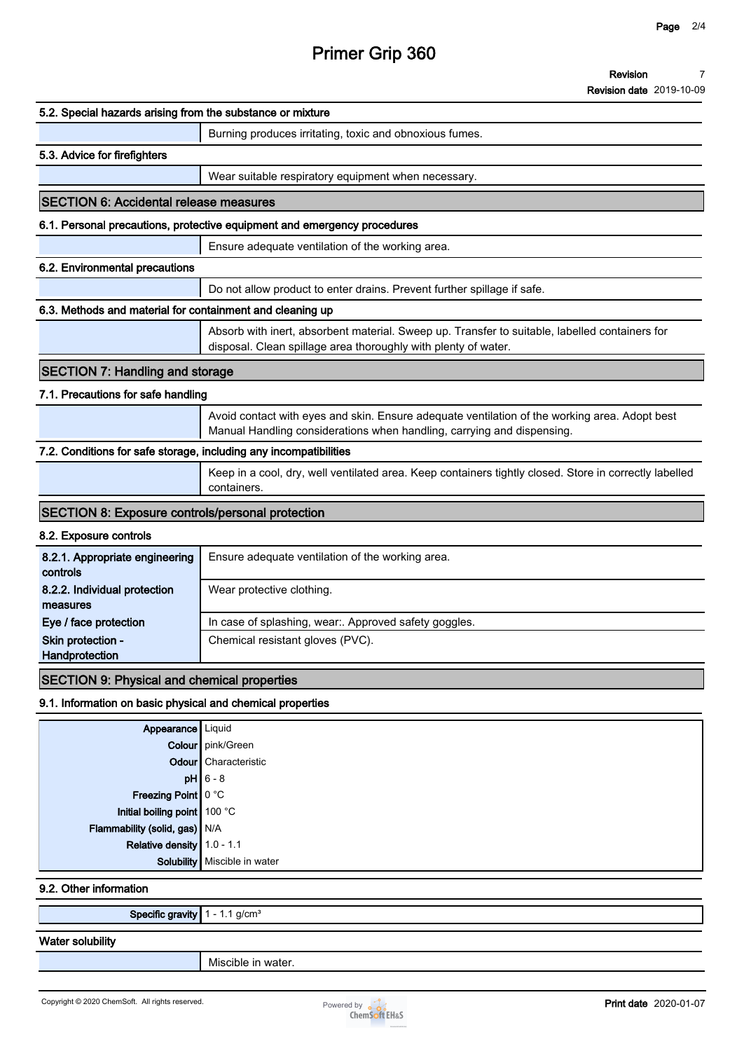### 5.2. Special hazards arising from the substance or mixture

Burning produces irritating, toxic and obnoxious fumes.

### 5.3. Advice for firefighters

Wear suitable respiratory equipment when necessary.

## SECTION 6: Accidental release measures

### 6.1. Personal precautions, protective equipment and emergency procedures

Ensure adequate ventilation of the working area.

### 6.2. Environmental precautions

Do not allow product to enter drains. Prevent further spillage if safe.

### 6.3. Methods and material for containment and cleaning up

Absorb with inert, absorbent material. Sweep up. Transfer to suitable, labelled containers for disposal. Clean spillage area thoroughly with plenty of water.

## SECTION 7: Handling and storage

### 7.1. Precautions for safe handling

Avoid contact with eyes and skin. Ensure adequate ventilation of the working area. Adopt best Manual Handling considerations when handling, carrying and dispensing.

### 7.2. Conditions for safe storage, including any incompatibilities

Keep in a cool, dry, well ventilated area. Keep containers tightly closed. Store in correctly labelled containers.

## SECTION 8: Exposure controls/personal protection

### 8.2. Exposure controls

| | |
|---|---|
| **8.2.1. Appropriate engineering controls** | Ensure adequate ventilation of the working area. |
| **8.2.2. Individual protection measures** | Wear protective clothing. |
| **Eye / face protection** | In case of splashing, wear:. Approved safety goggles. |
| **Skin protection - Handprotection** | Chemical resistant gloves (PVC). |

## SECTION 9: Physical and chemical properties

### 9.1. Information on basic physical and chemical properties

| | |
|---|---|
| **Appearance** | Liquid |
| **Colour** | pink/Green |
| **Odour** | Characteristic |
| **pH** | 6 - 8 |
| **Freezing Point** | 0 °C |
| **Initial boiling point** | 100 °C |
| **Flammability (solid, gas)** | N/A |
| **Relative density** | 1.0 - 1.1 |
| **Solubility** | Miscible in water |

### 9.2. Other information

| | |
|---|---|
| **Specific gravity** | 1 - 1.1 g/cm³ |

**Water solubility**

Miscible in water.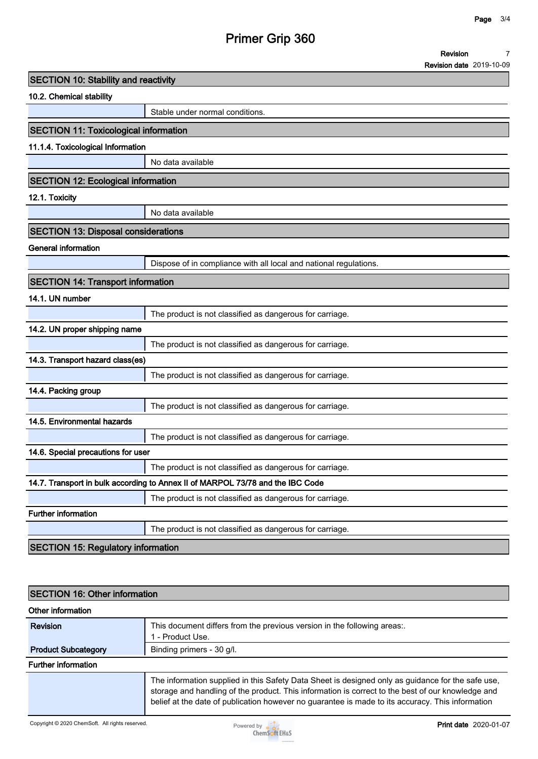## SECTION 10: Stability and reactivity

### 10.2. Chemical stability

Stable under normal conditions.

## SECTION 11: Toxicological information

### 11.1.4. Toxicological Information

No data available

## SECTION 12: Ecological information

### 12.1. Toxicity

No data available

## SECTION 13: Disposal considerations

### General information

Dispose of in compliance with all local and national regulations.

## SECTION 14: Transport information

### 14.1. UN number

The product is not classified as dangerous for carriage.

### 14.2. UN proper shipping name

The product is not classified as dangerous for carriage.

### 14.3. Transport hazard class(es)

The product is not classified as dangerous for carriage.

### 14.4. Packing group

The product is not classified as dangerous for carriage.

### 14.5. Environmental hazards

The product is not classified as dangerous for carriage.

### 14.6. Special precautions for user

The product is not classified as dangerous for carriage.

### 14.7. Transport in bulk according to Annex II of MARPOL 73/78 and the IBC Code

The product is not classified as dangerous for carriage.

### Further information

The product is not classified as dangerous for carriage.

## SECTION 15: Regulatory information

## SECTION 16: Other information

### Other information

| | |
|---|---|
| **Revision** | This document differs from the previous version in the following areas:.<br>1 - Product Use. |
| **Product Subcategory** | Binding primers - 30 g/l. |

### Further information

The information supplied in this Safety Data Sheet is designed only as guidance for the safe use, storage and handling of the product. This information is correct to the best of our knowledge and belief at the date of publication however no guarantee is made to its accuracy. This information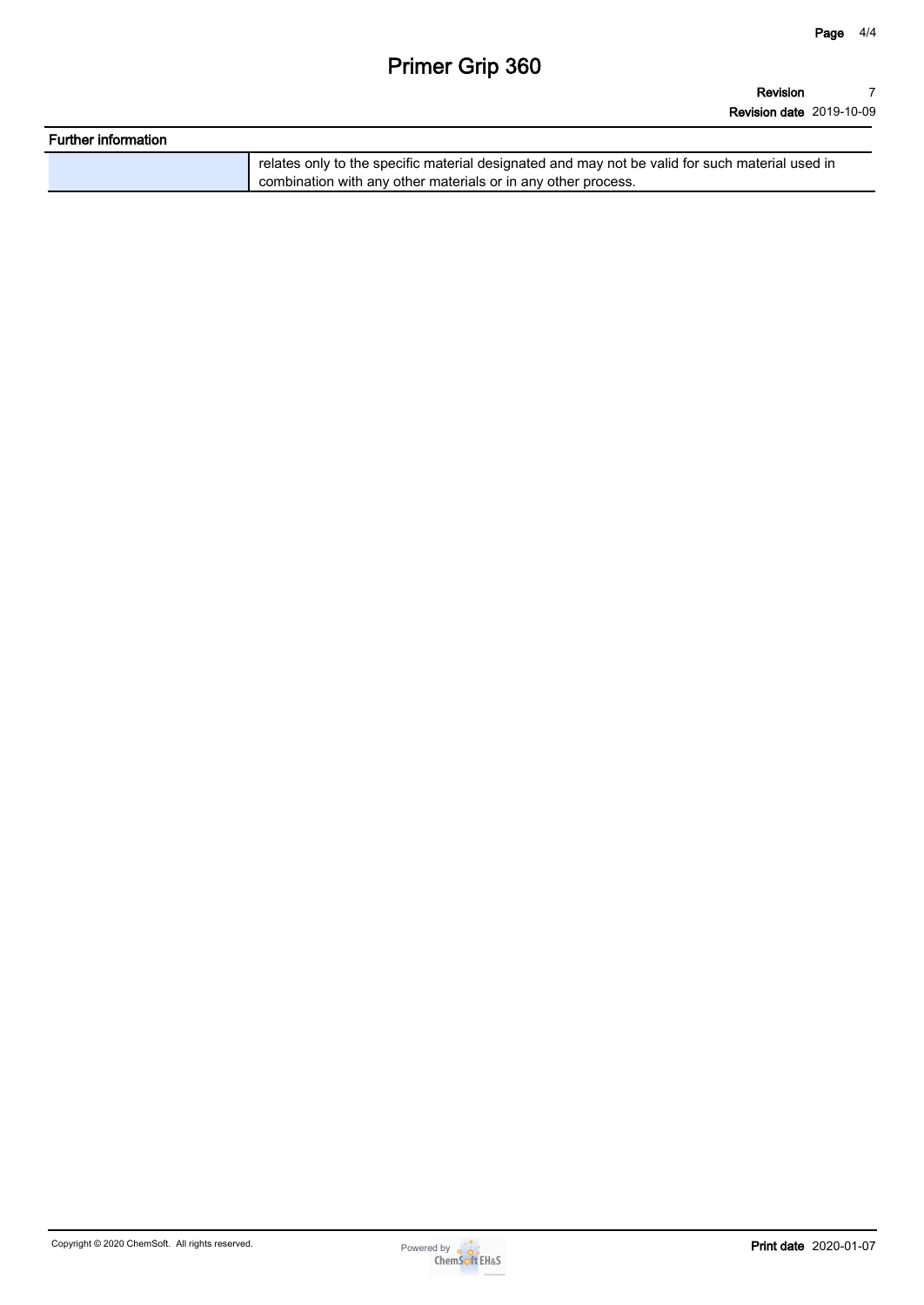## Further information

| | |
|---|---|
| | relates only to the specific material designated and may not be valid for such material used in combination with any other materials or in any other process. |